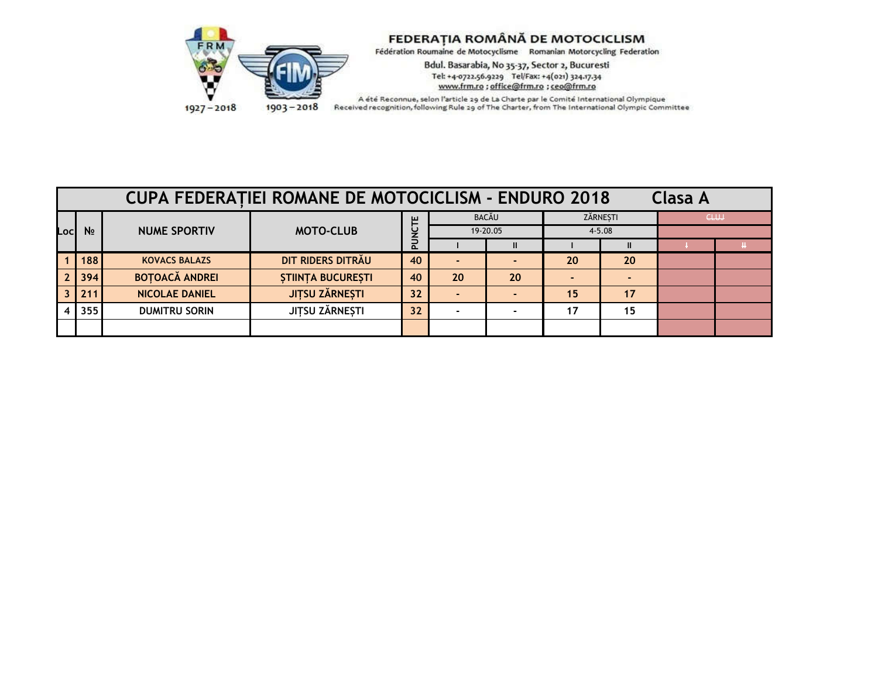FEDERAȚIA ROMÂNĂ DE MOTOCICLISM
Fédération Roumaine de Motocyclisme  Romanian Motorcycling Federation
Bdul. Basarabia, No 35-37, Sector 2, Bucuresti
Tel: +4-0722.56.9229  Tel/Fax: +4(021) 324.17.34
www.frm.ro ; office@frm.ro ; ceo@frm.ro
A été Reconnue, selon l'article 29 de La Charte par le Comité International Olympique
Received recognition, following Rule 29 of The Charter, from The International Olympic Committee

1927 – 2018  1903 – 2018

## CUPA FEDERAȚIEI ROMANE DE MOTOCICLISM - ENDURO 2018 Clasa A

| Loc | № | NUME SPORTIV | MOTO-CLUB | PUNCTE | BACĂU | | ZĂRNEȘTI | | ~~CLUJ~~ | |
|---|---|---|---|---|---|---|---|---|---|---|
| | | | | | 19-20.05 | | 4-5.08 | | | |
| | | | | | I | II | I | II | ~~I~~ | ~~II~~ |
| 1 | 188 | KOVACS BALAZS | DIT RIDERS DITRĂU | 40 | - | - | 20 | 20 | | |
| 2 | 394 | BOȚOACĂ ANDREI | ȘTIINȚA BUCUREȘTI | 40 | 20 | 20 | - | - | | |
| 3 | 211 | NICOLAE DANIEL | JIȚSU ZĂRNEȘTI | 32 | - | - | 15 | 17 | | |
| 4 | 355 | DUMITRU SORIN | JIȚSU ZĂRNEȘTI | 32 | - | - | 17 | 15 | | |
| | | | | | | | | | | |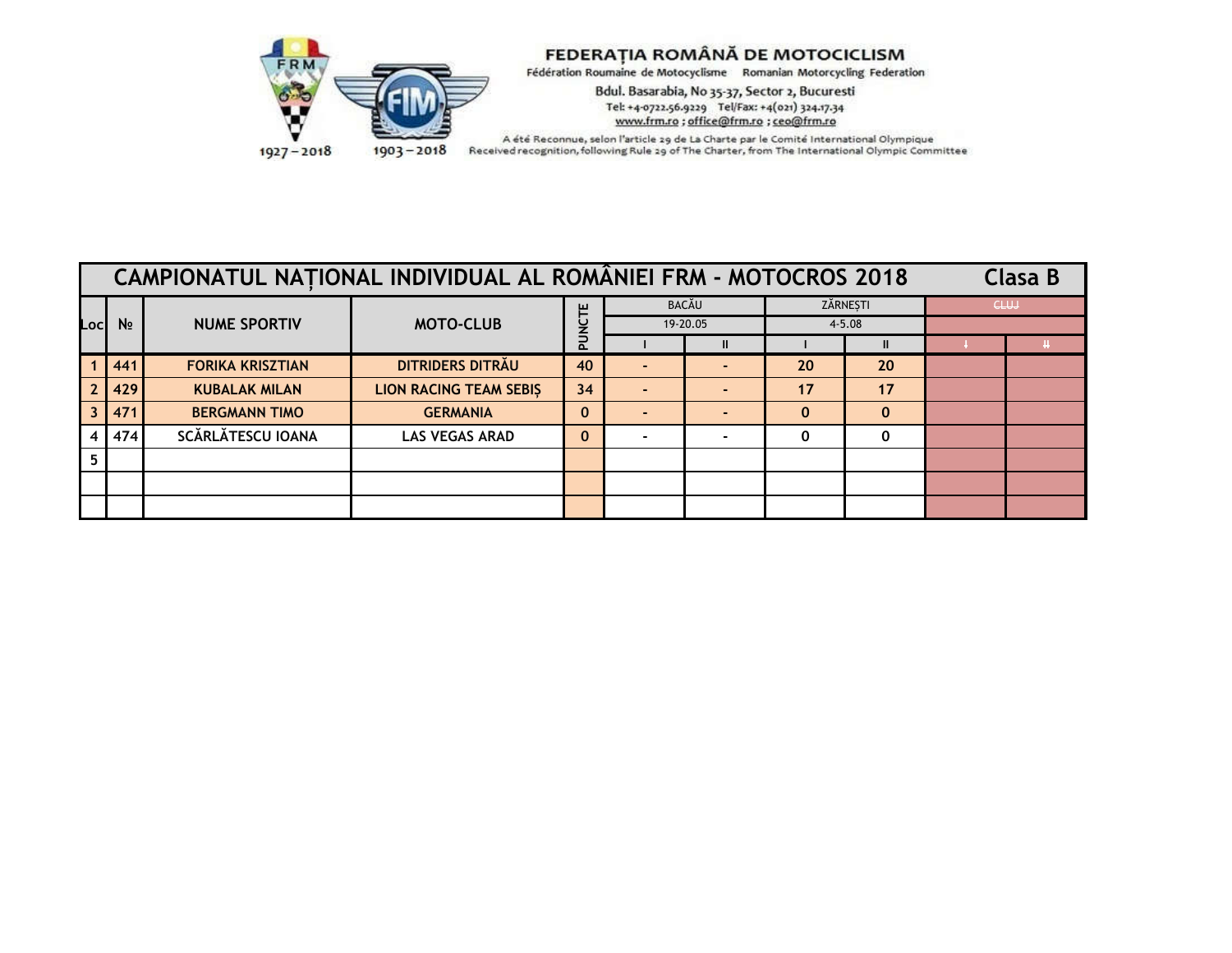FEDERAȚIA ROMÂNĂ DE MOTOCICLISM

Fédération Roumaine de Motocyclisme Romanian Motorcycling Federation

Bdul. Basarabia, No 35-37, Sector 2, Bucuresti

Tel: +4-0722.56.9229 Tel/Fax: +4(021) 324.17.34

www.frm.ro ; office@frm.ro ; ceo@frm.ro

A été Reconnue, selon l'article 29 de La Charte par le Comité International Olympique

Received recognition, following Rule 29 of The Charter, from The International Olympic Committee

1927 – 2018 1903 – 2018

# CAMPIONATUL NAȚIONAL INDIVIDUAL AL ROMÂNIEI FRM - MOTOCROS 2018 Clasa B

| Loc | № | NUME SPORTIV | MOTO-CLUB | PUNCTE | BACĂU 19-20.05 | | ZĂRNEȘTI 4-5.08 | | CLUJ | |
|---|---|---|---|---|---|---|---|---|---|---|
| | | | | | I | II | I | II | I | II |
| 1 | 441 | FORIKA KRISZTIAN | DITRIDERS DITRĂU | 40 | - | - | 20 | 20 | | |
| 2 | 429 | KUBALAK MILAN | LION RACING TEAM SEBIȘ | 34 | - | - | 17 | 17 | | |
| 3 | 471 | BERGMANN TIMO | GERMANIA | 0 | - | - | 0 | 0 | | |
| 4 | 474 | SCĂRLĂTESCU IOANA | LAS VEGAS ARAD | 0 | - | - | 0 | 0 | | |
| 5 | | | | | | | | | | |
| | | | | | | | | | | |
| | | | | | | | | | | |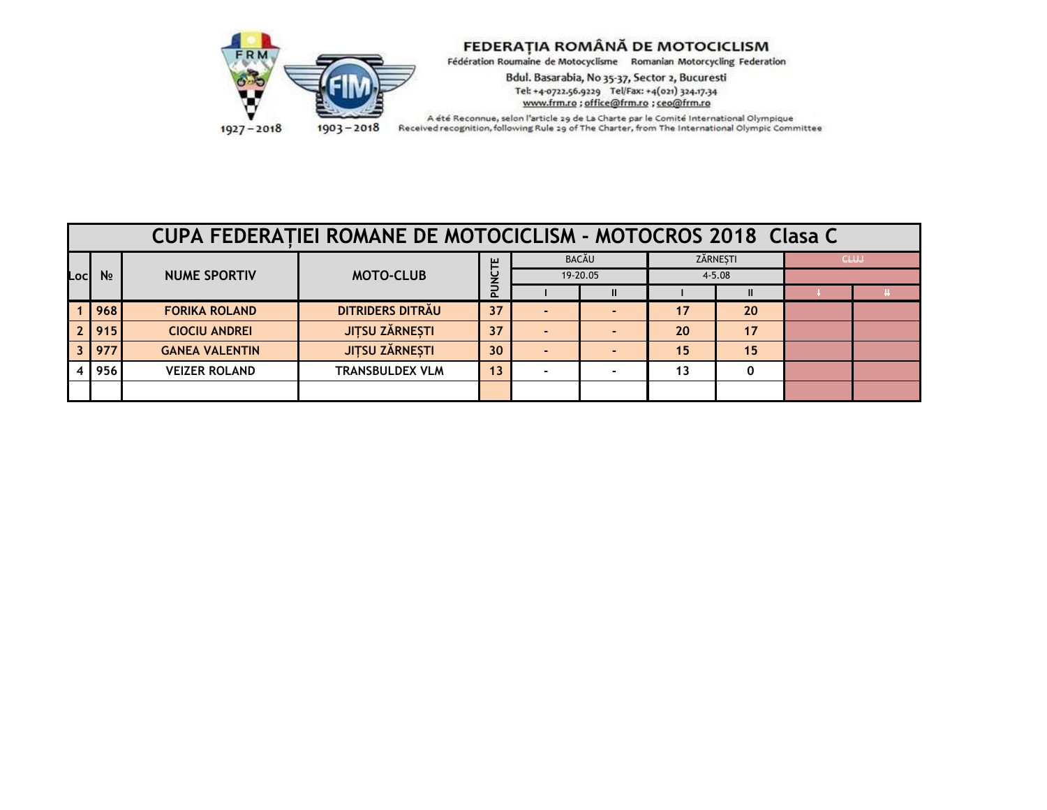FEDERAȚIA ROMÂNĂ DE MOTOCICLISM
Fédération Roumaine de Motocyclisme Romanian Motorcycling Federation
Bdul. Basarabia, No 35-37, Sector 2, Bucuresti
Tel: +4-0722.56.9229 Tel/Fax: +4(021) 324.17.34
www.frm.ro ; office@frm.ro ; ceo@frm.ro
A été Reconnue, selon l'article 29 de La Charte par le Comité International Olympique
Received recognition, following Rule 29 of The Charter, from The International Olympic Committee

1927 – 2018 1903 – 2018

| CUPA FEDERAȚIEI ROMANE DE MOTOCICLISM - MOTOCROS 2018 Clasa C | | | | | | | | | | |
|---|---|---|---|---|---|---|---|---|---|---|
| Loc | № | NUME SPORTIV | MOTO-CLUB | PUNCTE | BACĂU | | ZĂRNEȘTI | | ~~CLUJ~~ | |
| | | | | | 19-20.05 | | 4-5.08 | | | |
| | | | | | I | II | I | II | ~~I~~ | ~~II~~ |
| 1 | 968 | FORIKA ROLAND | DITRIDERS DITRĂU | 37 | - | - | 17 | 20 | | |
| 2 | 915 | CIOCIU ANDREI | JIȚSU ZĂRNEȘTI | 37 | - | - | 20 | 17 | | |
| 3 | 977 | GANEA VALENTIN | JIȚSU ZĂRNEȘTI | 30 | - | - | 15 | 15 | | |
| 4 | 956 | VEIZER ROLAND | TRANSBULDEX VLM | 13 | - | - | 13 | 0 | | |
| | | | | | | | | | | |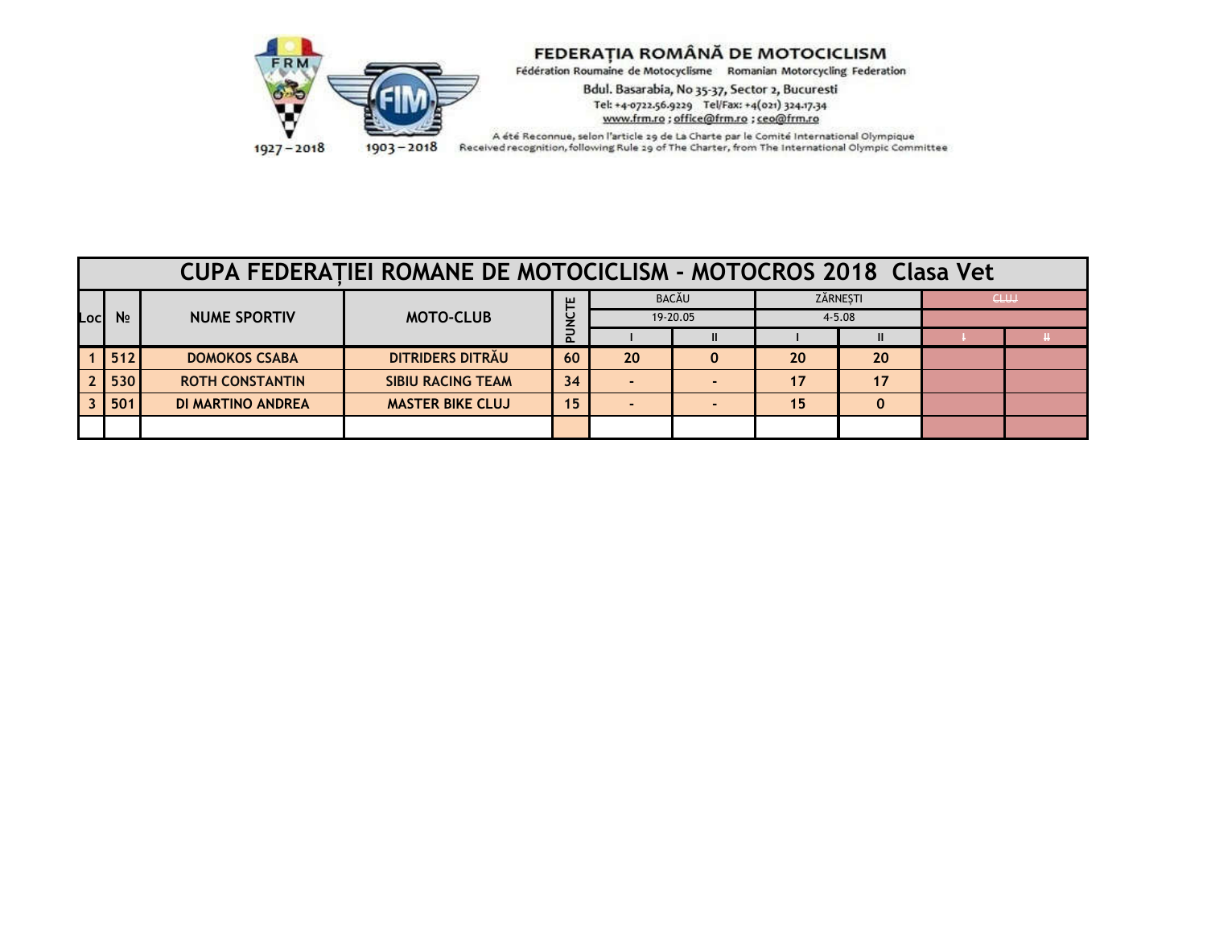FEDERAȚIA ROMÂNĂ DE MOTOCICLISM
Fédération Roumaine de Motocyclisme    Romanian Motorcycling Federation
Bdul. Basarabia, No 35-37, Sector 2, Bucuresti
Tel: +4-0722.56.9229    Tel/Fax: +4(021) 324.17.34
www.frm.ro ; office@frm.ro ; ceo@frm.ro
A été Reconnue, selon l'article 29 de La Charte par le Comité International Olympique
Received recognition, following Rule 29 of The Charter, from The International Olympic Committee

1927 – 2018    1903 – 2018

# CUPA FEDERAȚIEI ROMANE DE MOTOCICLISM - MOTOCROS 2018  Clasa Vet

| Loc | № | NUME SPORTIV | MOTO-CLUB | PUNCTE | BACĂU | | ZĂRNEȘTI | | CLUJ | |
|---|---|---|---|---|---|---|---|---|---|---|
| | | | | | 19-20.05 | | 4-5.08 | | | |
| | | | | | I | II | I | II | I | II |
| 1 | 512 | DOMOKOS CSABA | DITRIDERS DITRĂU | 60 | 20 | 0 | 20 | 20 | | |
| 2 | 530 | ROTH CONSTANTIN | SIBIU RACING TEAM | 34 | - | - | 17 | 17 | | |
| 3 | 501 | DI MARTINO ANDREA | MASTER BIKE CLUJ | 15 | - | - | 15 | 0 | | |
| | | | | | | | | | | |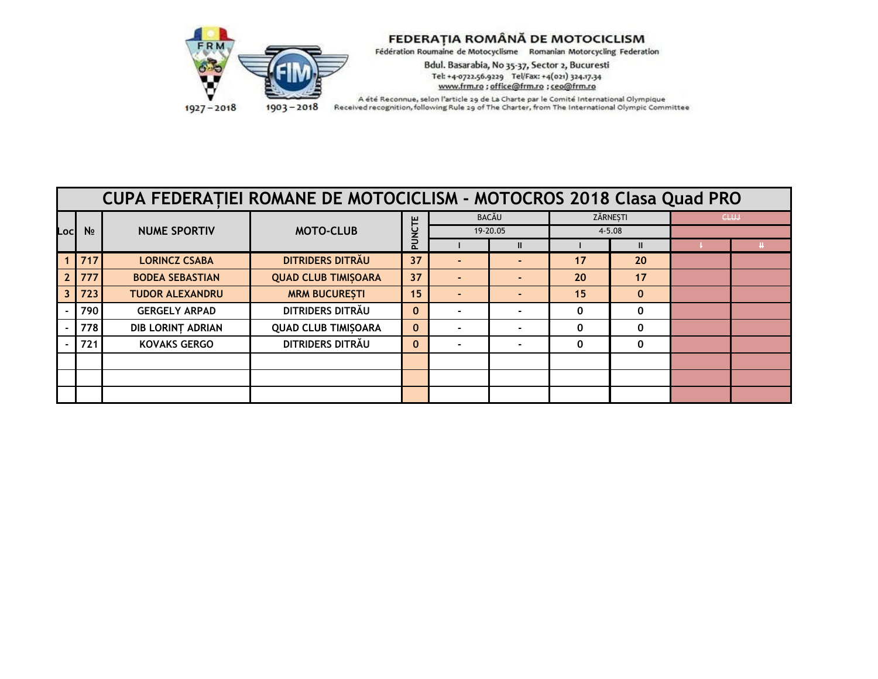FEDERAȚIA ROMÂNĂ DE MOTOCICLISM

Fédération Roumaine de Motocyclisme   Romanian Motorcycling Federation

Bdul. Basarabia, No 35-37, Sector 2, Bucuresti

Tel: +4-0722.56.9229   Tel/Fax: +4(021) 324.17.34

www.frm.ro ; office@frm.ro ; ceo@frm.ro

A été Reconnue, selon l'article 29 de La Charte par le Comité International Olympique

Received recognition, following Rule 29 of The Charter, from The International Olympic Committee

1927 – 2018   1903 – 2018

## CUPA FEDERAȚIEI ROMANE DE MOTOCICLISM - MOTOCROS 2018 Clasa Quad PRO

| Loc | № | NUME SPORTIV | MOTO-CLUB | PUNCTE | BACĂU | | ZĂRNEȘTI | | CLUJ | |
|---|---|---|---|---|---|---|---|---|---|---|
| | | | | | 19-20.05 | | 4-5.08 | | | |
| | | | | | I | II | I | II | I | II |
| 1 | 717 | LORINCZ CSABA | DITRIDERS DITRĂU | 37 | - | - | 17 | 20 | | |
| 2 | 777 | BODEA SEBASTIAN | QUAD CLUB TIMIȘOARA | 37 | - | - | 20 | 17 | | |
| 3 | 723 | TUDOR ALEXANDRU | MRM BUCUREȘTI | 15 | - | - | 15 | 0 | | |
| - | 790 | GERGELY ARPAD | DITRIDERS DITRĂU | 0 | - | - | 0 | 0 | | |
| - | 778 | DIB LORINȚ ADRIAN | QUAD CLUB TIMIȘOARA | 0 | - | - | 0 | 0 | | |
| - | 721 | KOVAKS GERGO | DITRIDERS DITRĂU | 0 | - | - | 0 | 0 | | |
| | | | | | | | | | | |
| | | | | | | | | | | |
| | | | | | | | | | | |